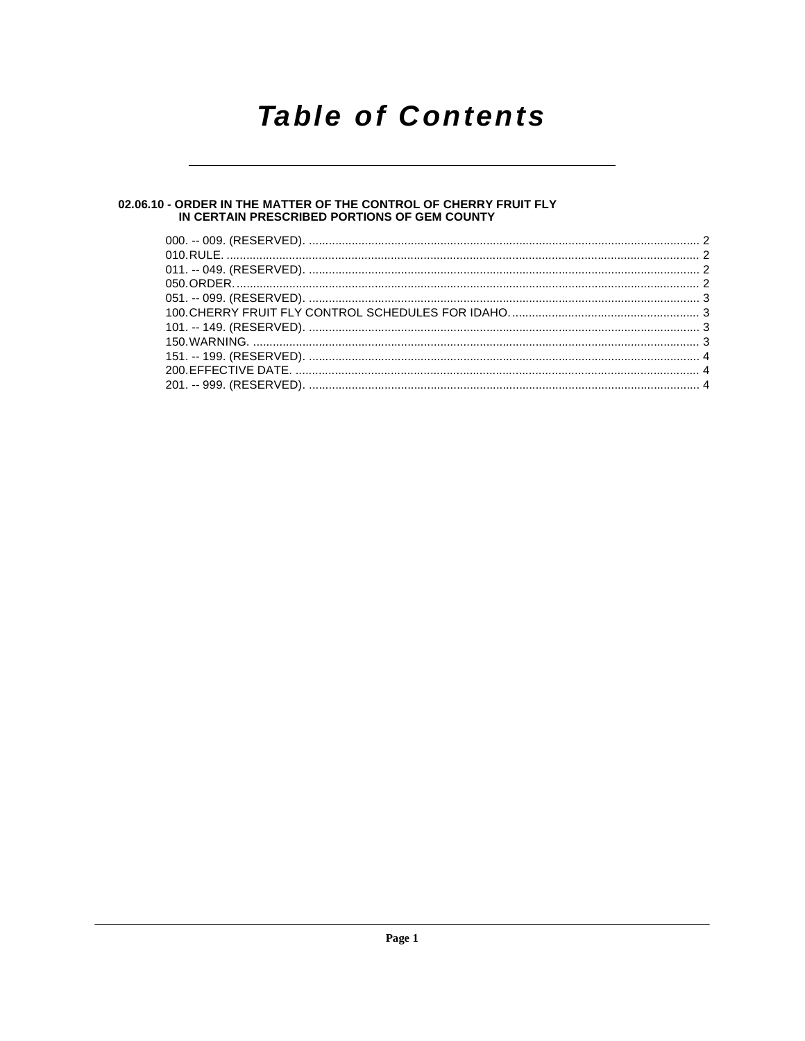# Table of Contents

## 02.06.10 - ORDER IN THE MATTER OF THE CONTROL OF CHERRY FRUIT FLY IN CERTAIN PRESCRIBED PORTIONS OF GEM COUNTY

| | |
|---|---|
| 000. -- 009. (RESERVED). | 2 |
| 010. RULE. | 2 |
| 011. -- 049. (RESERVED). | 2 |
| 050. ORDER. | 2 |
| 051. -- 099. (RESERVED). | 3 |
| 100. CHERRY FRUIT FLY CONTROL SCHEDULES FOR IDAHO. | 3 |
| 101. -- 149. (RESERVED). | 3 |
| 150. WARNING. | 3 |
| 151. -- 199. (RESERVED). | 4 |
| 200. EFFECTIVE DATE. | 4 |
| 201. -- 999. (RESERVED). | 4 |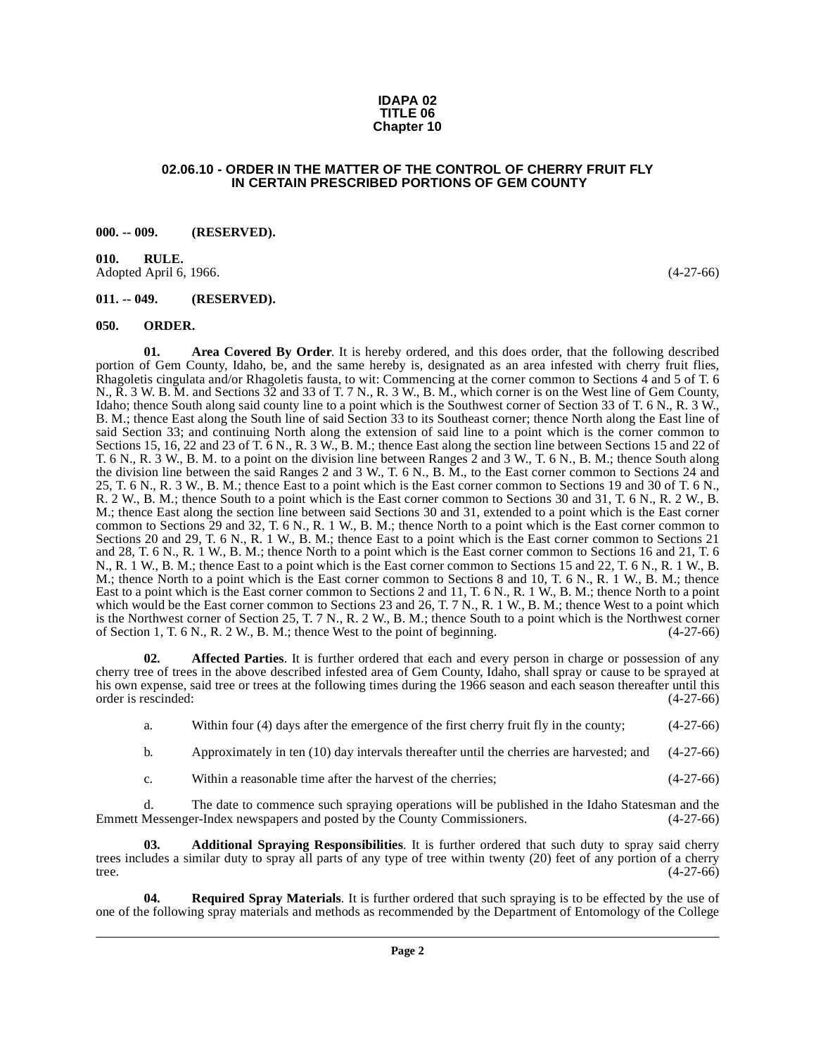**IDAPA 02**
**TITLE 06**
**Chapter 10**

# 02.06.10 - ORDER IN THE MATTER OF THE CONTROL OF CHERRY FRUIT FLY IN CERTAIN PRESCRIBED PORTIONS OF GEM COUNTY

**000. -- 009. (RESERVED).**

**010. RULE.**

Adopted April 6, 1966. (4-27-66)

**011. -- 049. (RESERVED).**

**050. ORDER.**

**01. Area Covered By Order**. It is hereby ordered, and this does order, that the following described portion of Gem County, Idaho, be, and the same hereby is, designated as an area infested with cherry fruit flies, Rhagoletis cingulata and/or Rhagoletis fausta, to wit: Commencing at the corner common to Sections 4 and 5 of T. 6 N., R. 3 W. B. M. and Sections 32 and 33 of T. 7 N., R. 3 W., B. M., which corner is on the West line of Gem County, Idaho; thence South along said county line to a point which is the Southwest corner of Section 33 of T. 6 N., R. 3 W., B. M.; thence East along the South line of said Section 33 to its Southeast corner; thence North along the East line of said Section 33; and continuing North along the extension of said line to a point which is the corner common to Sections 15, 16, 22 and 23 of T. 6 N., R. 3 W., B. M.; thence East along the section line between Sections 15 and 22 of T. 6 N., R. 3 W., B. M. to a point on the division line between Ranges 2 and 3 W., T. 6 N., B. M.; thence South along the division line between the said Ranges 2 and 3 W., T. 6 N., B. M., to the East corner common to Sections 24 and 25, T. 6 N., R. 3 W., B. M.; thence East to a point which is the East corner common to Sections 19 and 30 of T. 6 N., R. 2 W., B. M.; thence South to a point which is the East corner common to Sections 30 and 31, T. 6 N., R. 2 W., B. M.; thence East along the section line between said Sections 30 and 31, extended to a point which is the East corner common to Sections 29 and 32, T. 6 N., R. 1 W., B. M.; thence North to a point which is the East corner common to Sections 20 and 29, T. 6 N., R. 1 W., B. M.; thence East to a point which is the East corner common to Sections 21 and 28, T. 6 N., R. 1 W., B. M.; thence North to a point which is the East corner common to Sections 16 and 21, T. 6 N., R. 1 W., B. M.; thence East to a point which is the East corner common to Sections 15 and 22, T. 6 N., R. 1 W., B. M.; thence North to a point which is the East corner common to Sections 8 and 10, T. 6 N., R. 1 W., B. M.; thence East to a point which is the East corner common to Sections 2 and 11, T. 6 N., R. 1 W., B. M.; thence North to a point which would be the East corner common to Sections 23 and 26, T. 7 N., R. 1 W., B. M.; thence West to a point which is the Northwest corner of Section 25, T. 7 N., R. 2 W., B. M.; thence South to a point which is the Northwest corner of Section 1, T. 6 N., R. 2 W., B. M.; thence West to the point of beginning. (4-27-66)

**02. Affected Parties**. It is further ordered that each and every person in charge or possession of any cherry tree of trees in the above described infested area of Gem County, Idaho, shall spray or cause to be sprayed at his own expense, said tree or trees at the following times during the 1966 season and each season thereafter until this order is rescinded: (4-27-66)

a. Within four (4) days after the emergence of the first cherry fruit fly in the county; (4-27-66)

b. Approximately in ten (10) day intervals thereafter until the cherries are harvested; and (4-27-66)

c. Within a reasonable time after the harvest of the cherries; (4-27-66)

d. The date to commence such spraying operations will be published in the Idaho Statesman and the Emmett Messenger-Index newspapers and posted by the County Commissioners. (4-27-66)

**03. Additional Spraying Responsibilities**. It is further ordered that such duty to spray said cherry trees includes a similar duty to spray all parts of any type of tree within twenty (20) feet of any portion of a cherry tree. (4-27-66)

**04. Required Spray Materials**. It is further ordered that such spraying is to be effected by the use of one of the following spray materials and methods as recommended by the Department of Entomology of the College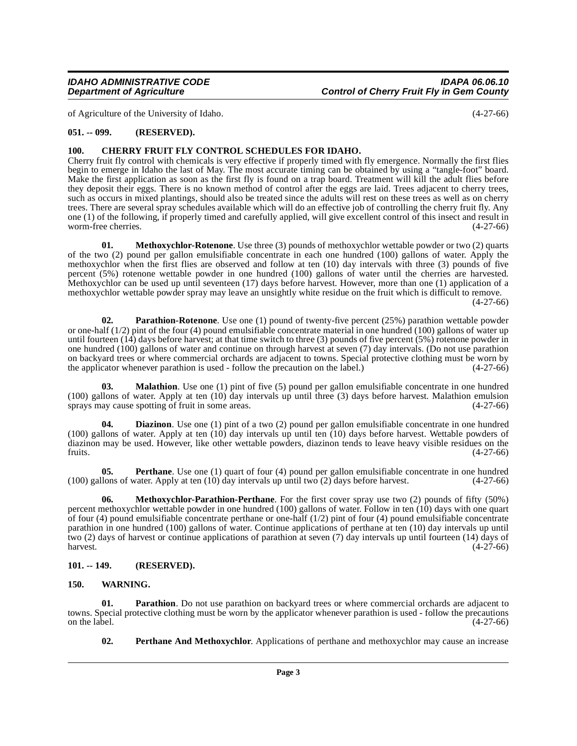of Agriculture of the University of Idaho. (4-27-66)

## 051. -- 099. (RESERVED).

## 100. CHERRY FRUIT FLY CONTROL SCHEDULES FOR IDAHO.

Cherry fruit fly control with chemicals is very effective if properly timed with fly emergence. Normally the first flies begin to emerge in Idaho the last of May. The most accurate timing can be obtained by using a "tangle-foot" board. Make the first application as soon as the first fly is found on a trap board. Treatment will kill the adult flies before they deposit their eggs. There is no known method of control after the eggs are laid. Trees adjacent to cherry trees, such as occurs in mixed plantings, should also be treated since the adults will rest on these trees as well as on cherry trees. There are several spray schedules available which will do an effective job of controlling the cherry fruit fly. Any one (1) of the following, if properly timed and carefully applied, will give excellent control of this insect and result in worm-free cherries. (4-27-66)

**01. Methoxychlor-Rotenone**. Use three (3) pounds of methoxychlor wettable powder or two (2) quarts of the two (2) pound per gallon emulsifiable concentrate in each one hundred (100) gallons of water. Apply the methoxychlor when the first flies are observed and follow at ten (10) day intervals with three (3) pounds of five percent (5%) rotenone wettable powder in one hundred (100) gallons of water until the cherries are harvested. Methoxychlor can be used up until seventeen (17) days before harvest. However, more than one (1) application of a methoxychlor wettable powder spray may leave an unsightly white residue on the fruit which is difficult to remove. (4-27-66)

**02. Parathion-Rotenone**. Use one (1) pound of twenty-five percent (25%) parathion wettable powder or one-half (1/2) pint of the four (4) pound emulsifiable concentrate material in one hundred (100) gallons of water up until fourteen (14) days before harvest; at that time switch to three (3) pounds of five percent (5%) rotenone powder in one hundred (100) gallons of water and continue on through harvest at seven (7) day intervals. (Do not use parathion on backyard trees or where commercial orchards are adjacent to towns. Special protective clothing must be worn by the applicator whenever parathion is used - follow the precaution on the label.) (4-27-66)

**03. Malathion**. Use one (1) pint of five (5) pound per gallon emulsifiable concentrate in one hundred (100) gallons of water. Apply at ten (10) day intervals up until three (3) days before harvest. Malathion emulsion sprays may cause spotting of fruit in some areas. (4-27-66)

**04. Diazinon**. Use one (1) pint of a two (2) pound per gallon emulsifiable concentrate in one hundred (100) gallons of water. Apply at ten (10) day intervals up until ten (10) days before harvest. Wettable powders of diazinon may be used. However, like other wettable powders, diazinon tends to leave heavy visible residues on the fruits. (4-27-66)

**05. Perthane**. Use one (1) quart of four (4) pound per gallon emulsifiable concentrate in one hundred (100) gallons of water. Apply at ten (10) day intervals up until two (2) days before harvest. (4-27-66)

**06. Methoxychlor-Parathion-Perthane**. For the first cover spray use two (2) pounds of fifty (50%) percent methoxychlor wettable powder in one hundred (100) gallons of water. Follow in ten (10) days with one quart of four (4) pound emulsifiable concentrate perthane or one-half (1/2) pint of four (4) pound emulsifiable concentrate parathion in one hundred (100) gallons of water. Continue applications of perthane at ten (10) day intervals up until two (2) days of harvest or continue applications of parathion at seven (7) day intervals up until fourteen (14) days of harvest. (4-27-66)

## 101. -- 149. (RESERVED).

## 150. WARNING.

**01. Parathion**. Do not use parathion on backyard trees or where commercial orchards are adjacent to towns. Special protective clothing must be worn by the applicator whenever parathion is used - follow the precautions on the label. (4-27-66)

**02. Perthane And Methoxychlor**. Applications of perthane and methoxychlor may cause an increase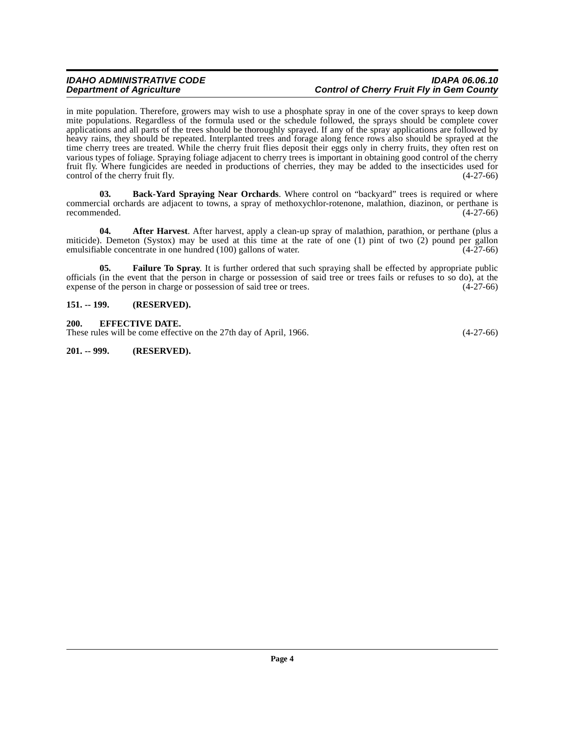in mite population. Therefore, growers may wish to use a phosphate spray in one of the cover sprays to keep down mite populations. Regardless of the formula used or the schedule followed, the sprays should be complete cover applications and all parts of the trees should be thoroughly sprayed. If any of the spray applications are followed by heavy rains, they should be repeated. Interplanted trees and forage along fence rows also should be sprayed at the time cherry trees are treated. While the cherry fruit flies deposit their eggs only in cherry fruits, they often rest on various types of foliage. Spraying foliage adjacent to cherry trees is important in obtaining good control of the cherry fruit fly. Where fungicides are needed in productions of cherries, they may be added to the insecticides used for control of the cherry fruit fly. (4-27-66)

**03. Back-Yard Spraying Near Orchards**. Where control on "backyard" trees is required or where commercial orchards are adjacent to towns, a spray of methoxychlor-rotenone, malathion, diazinon, or perthane is recommended. (4-27-66)

**04. After Harvest**. After harvest, apply a clean-up spray of malathion, parathion, or perthane (plus a miticide). Demeton (Systox) may be used at this time at the rate of one (1) pint of two (2) pound per gallon emulsifiable concentrate in one hundred (100) gallons of water. (4-27-66)

**05. Failure To Spray**. It is further ordered that such spraying shall be effected by appropriate public officials (in the event that the person in charge or possession of said tree or trees fails or refuses to so do), at the expense of the person in charge or possession of said tree or trees. (4-27-66)

**151. -- 199. (RESERVED).**

**200. EFFECTIVE DATE.**

These rules will be come effective on the 27th day of April, 1966. (4-27-66)

**201. -- 999. (RESERVED).**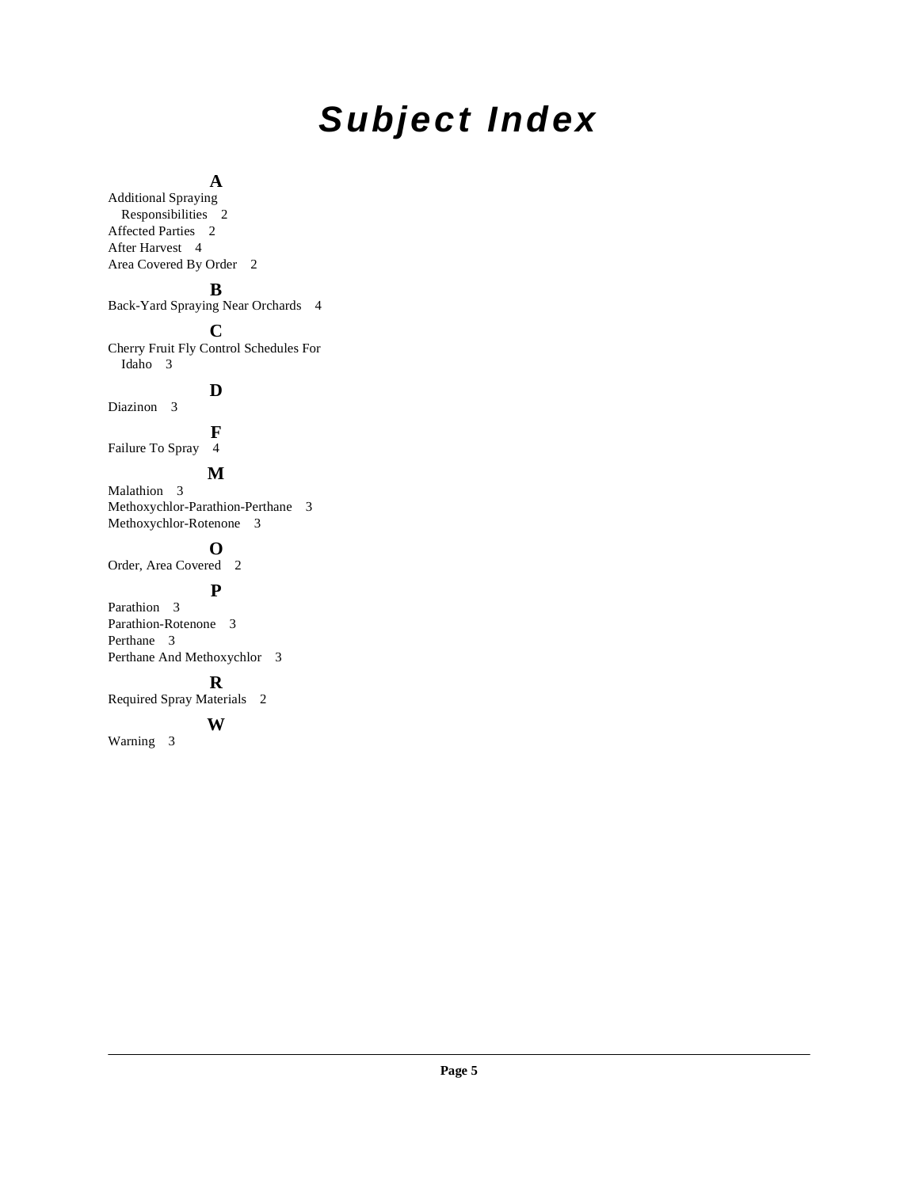# *Subject Index*

**A**

Additional Spraying Responsibilities 2
Affected Parties 2
After Harvest 4
Area Covered By Order 2

**B**

Back-Yard Spraying Near Orchards 4

**C**

Cherry Fruit Fly Control Schedules For Idaho 3

**D**

Diazinon 3

**F**

Failure To Spray 4

**M**

Malathion 3
Methoxychlor-Parathion-Perthane 3
Methoxychlor-Rotenone 3

**O**

Order, Area Covered 2

**P**

Parathion 3
Parathion-Rotenone 3
Perthane 3
Perthane And Methoxychlor 3

**R**

Required Spray Materials 2

**W**

Warning 3